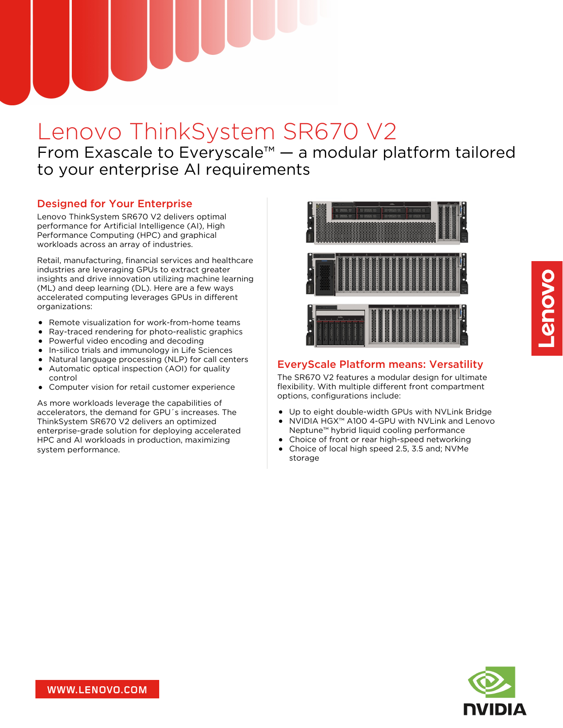# Lenovo ThinkSystem SR670 V2

## From Exascale to Everyscale™ — a modular platform tailored to your enterprise AI requirements

### Designed for Your Enterprise

Lenovo ThinkSystem SR670 V2 delivers optimal performance for Artificial Intelligence (AI), High Performance Computing (HPC) and graphical workloads across an array of industries.

Retail, manufacturing, financial services and healthcare industries are leveraging GPUs to extract greater insights and drive innovation utilizing machine learning (ML) and deep learning (DL). Here are a few ways accelerated computing leverages GPUs in different organizations:

- Remote visualization for work-from-home teams
- Ray-traced rendering for photo-realistic graphics
- Powerful video encoding and decoding
- In-silico trials and immunology in Life Sciences
- Natural language processing (NLP) for call centers
- Automatic optical inspection (AOI) for quality control
- Computer vision for retail customer experience

As more workloads leverage the capabilities of accelerators, the demand for GPU´s increases. The ThinkSystem SR670 V2 delivers an optimized enterprise-grade solution for deploying accelerated HPC and AI workloads in production, maximizing system performance.

### EveryScale Platform means: Versatility

The SR670 V2 features a modular design for ultimate flexibility. With multiple different front compartment options, configurations include:

- Up to eight double-width GPUs with NVLink Bridge
- NVIDIA HGX™ A100 4-GPU with NVLink and Lenovo Neptune™ hybrid liquid cooling performance
- Choice of front or rear high-speed networking
- Choice of local high speed 2.5, 3.5 and; NVMe storage

WWW.LENOVO.COM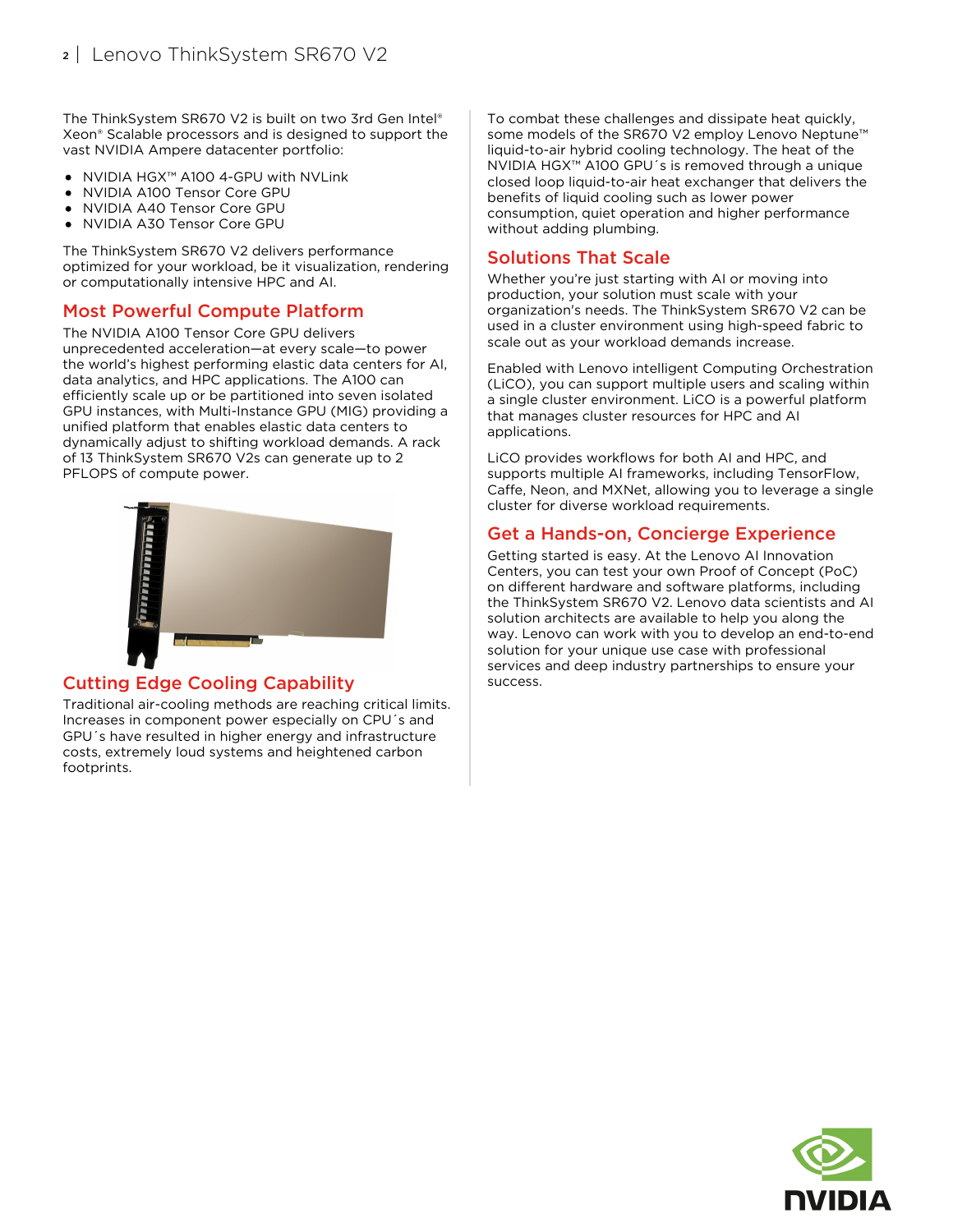The ThinkSystem SR670 V2 is built on two 3rd Gen Intel® Xeon® Scalable processors and is designed to support the vast NVIDIA Ampere datacenter portfolio:

- NVIDIA HGX™ A100 4-GPU with NVLink
- NVIDIA A100 Tensor Core GPU
- NVIDIA A40 Tensor Core GPU
- NVIDIA A30 Tensor Core GPU

The ThinkSystem SR670 V2 delivers performance optimized for your workload, be it visualization, rendering or computationally intensive HPC and AI.

## Most Powerful Compute Platform

The NVIDIA A100 Tensor Core GPU delivers unprecedented acceleration—at every scale—to power the world's highest performing elastic data centers for AI, data analytics, and HPC applications. The A100 can efficiently scale up or be partitioned into seven isolated GPU instances, with Multi-Instance GPU (MIG) providing a unified platform that enables elastic data centers to dynamically adjust to shifting workload demands. A rack of 13 ThinkSystem SR670 V2s can generate up to 2 PFLOPS of compute power.

## Cutting Edge Cooling Capability

Traditional air-cooling methods are reaching critical limits. Increases in component power especially on CPU´s and GPU´s have resulted in higher energy and infrastructure costs, extremely loud systems and heightened carbon footprints.

To combat these challenges and dissipate heat quickly, some models of the SR670 V2 employ Lenovo Neptune™ liquid-to-air hybrid cooling technology. The heat of the NVIDIA HGX™ A100 GPU´s is removed through a unique closed loop liquid-to-air heat exchanger that delivers the benefits of liquid cooling such as lower power consumption, quiet operation and higher performance without adding plumbing.

## Solutions That Scale

Whether you're just starting with AI or moving into production, your solution must scale with your organization's needs. The ThinkSystem SR670 V2 can be used in a cluster environment using high-speed fabric to scale out as your workload demands increase.

Enabled with Lenovo intelligent Computing Orchestration (LiCO), you can support multiple users and scaling within a single cluster environment. LiCO is a powerful platform that manages cluster resources for HPC and AI applications.

LiCO provides workflows for both AI and HPC, and supports multiple AI frameworks, including TensorFlow, Caffe, Neon, and MXNet, allowing you to leverage a single cluster for diverse workload requirements.

## Get a Hands-on, Concierge Experience

Getting started is easy. At the Lenovo AI Innovation Centers, you can test your own Proof of Concept (PoC) on different hardware and software platforms, including the ThinkSystem SR670 V2. Lenovo data scientists and AI solution architects are available to help you along the way. Lenovo can work with you to develop an end-to-end solution for your unique use case with professional services and deep industry partnerships to ensure your success.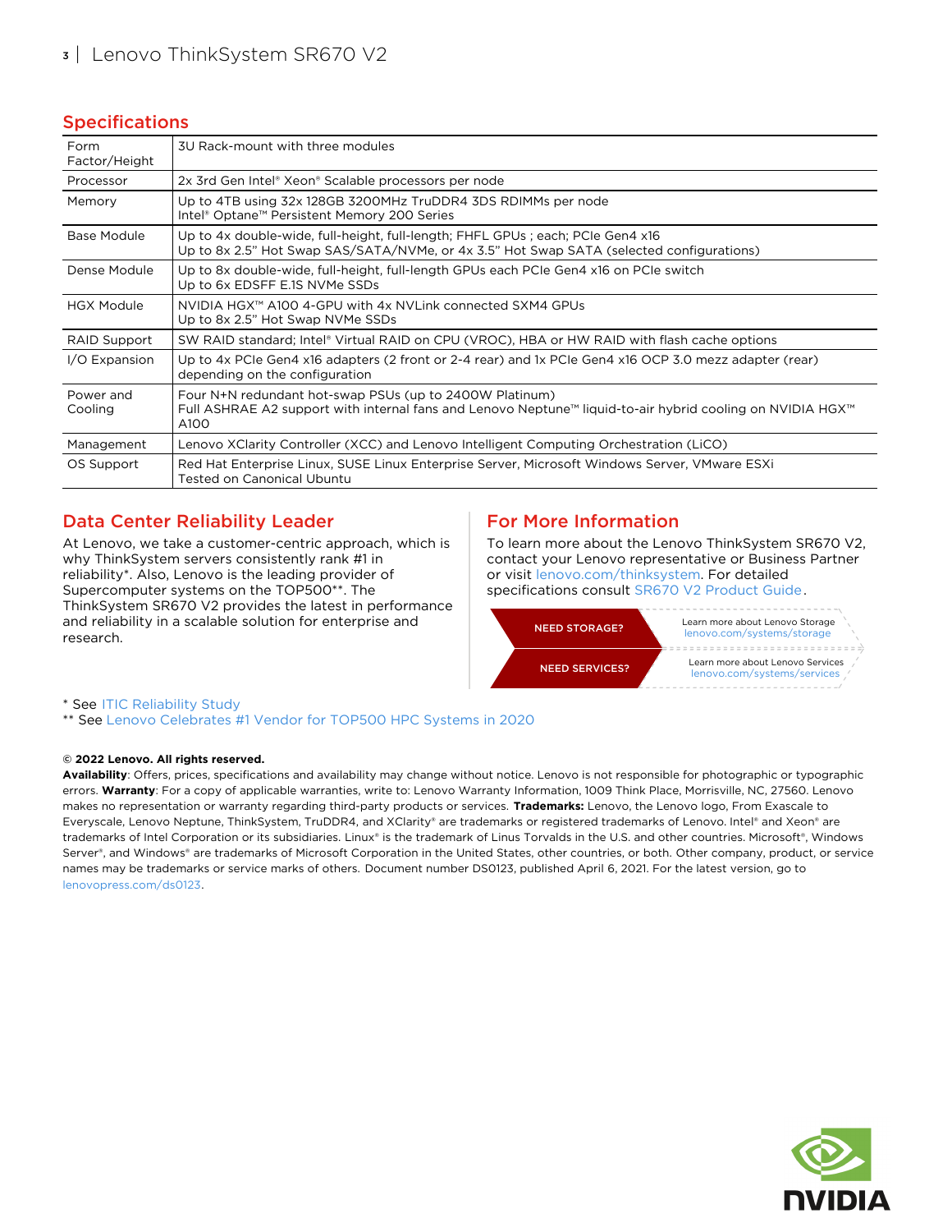## Specifications

| | |
|---|---|
| Form Factor/Height | 3U Rack-mount with three modules |
| Processor | 2x 3rd Gen Intel® Xeon® Scalable processors per node |
| Memory | Up to 4TB using 32x 128GB 3200MHz TruDDR4 3DS RDIMMs per node<br>Intel® Optane™ Persistent Memory 200 Series |
| Base Module | Up to 4x double-wide, full-height, full-length; FHFL GPUs ; each; PCIe Gen4 x16<br>Up to 8x 2.5" Hot Swap SAS/SATA/NVMe, or 4x 3.5" Hot Swap SATA (selected configurations) |
| Dense Module | Up to 8x double-wide, full-height, full-length GPUs each PCIe Gen4 x16 on PCIe switch<br>Up to 6x EDSFF E.1S NVMe SSDs |
| HGX Module | NVIDIA HGX™ A100 4-GPU with 4x NVLink connected SXM4 GPUs<br>Up to 8x 2.5" Hot Swap NVMe SSDs |
| RAID Support | SW RAID standard; Intel® Virtual RAID on CPU (VROC), HBA or HW RAID with flash cache options |
| I/O Expansion | Up to 4x PCIe Gen4 x16 adapters (2 front or 2-4 rear) and 1x PCIe Gen4 x16 OCP 3.0 mezz adapter (rear) depending on the configuration |
| Power and Cooling | Four N+N redundant hot-swap PSUs (up to 2400W Platinum)<br>Full ASHRAE A2 support with internal fans and Lenovo Neptune™ liquid-to-air hybrid cooling on NVIDIA HGX™ A100 |
| Management | Lenovo XClarity Controller (XCC) and Lenovo Intelligent Computing Orchestration (LiCO) |
| OS Support | Red Hat Enterprise Linux, SUSE Linux Enterprise Server, Microsoft Windows Server, VMware ESXi<br>Tested on Canonical Ubuntu |

## Data Center Reliability Leader

At Lenovo, we take a customer-centric approach, which is why ThinkSystem servers consistently rank #1 in reliability*. Also, Lenovo is the leading provider of Supercomputer systems on the TOP500**. The ThinkSystem SR670 V2 provides the latest in performance and reliability in a scalable solution for enterprise and research.

## For More Information

To learn more about the Lenovo ThinkSystem SR670 V2, contact your Lenovo representative or Business Partner or visit lenovo.com/thinksystem. For detailed specifications consult SR670 V2 Product Guide.

**NEED STORAGE?** Learn more about Lenovo Storage lenovo.com/systems/storage

**NEED SERVICES?** Learn more about Lenovo Services lenovo.com/systems/services

* See ITIC Reliability Study
** See Lenovo Celebrates #1 Vendor for TOP500 HPC Systems in 2020

**© 2022 Lenovo. All rights reserved.**

**Availability**: Offers, prices, specifications and availability may change without notice. Lenovo is not responsible for photographic or typographic errors. **Warranty**: For a copy of applicable warranties, write to: Lenovo Warranty Information, 1009 Think Place, Morrisville, NC, 27560. Lenovo makes no representation or warranty regarding third-party products or services. **Trademarks:** Lenovo, the Lenovo logo, From Exascale to Everyscale, Lenovo Neptune, ThinkSystem, TruDDR4, and XClarity® are trademarks or registered trademarks of Lenovo. Intel® and Xeon® are trademarks of Intel Corporation or its subsidiaries. Linux® is the trademark of Linus Torvalds in the U.S. and other countries. Microsoft®, Windows Server®, and Windows® are trademarks of Microsoft Corporation in the United States, other countries, or both. Other company, product, or service names may be trademarks or service marks of others. Document number DS0123, published April 6, 2021. For the latest version, go to lenovopress.com/ds0123.